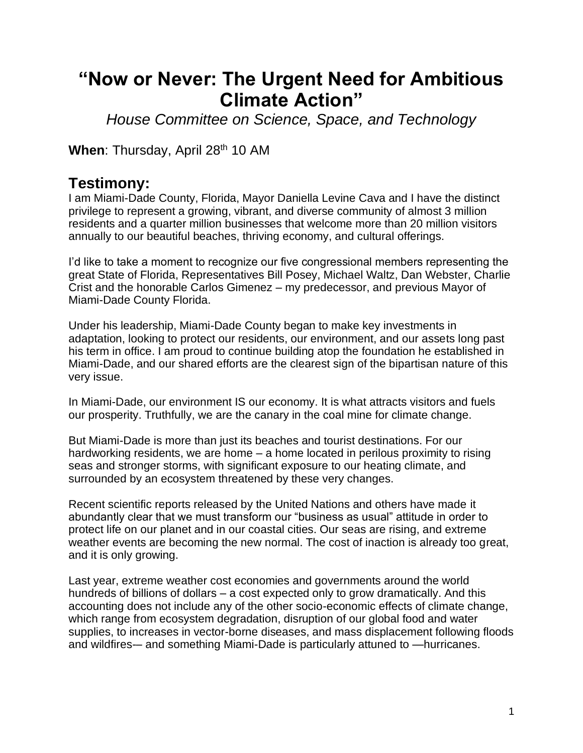# “Now or Never: The Urgent Need for Ambitious Climate Action”

*House Committee on Science, Space, and Technology*

**When**: Thursday, April 28th 10 AM

## Testimony:

I am Miami-Dade County, Florida, Mayor Daniella Levine Cava and I have the distinct privilege to represent a growing, vibrant, and diverse community of almost 3 million residents and a quarter million businesses that welcome more than 20 million visitors annually to our beautiful beaches, thriving economy, and cultural offerings.

I’d like to take a moment to recognize our five congressional members representing the great State of Florida, Representatives Bill Posey, Michael Waltz, Dan Webster, Charlie Crist and the honorable Carlos Gimenez – my predecessor, and previous Mayor of Miami-Dade County Florida.

Under his leadership, Miami-Dade County began to make key investments in adaptation, looking to protect our residents, our environment, and our assets long past his term in office. I am proud to continue building atop the foundation he established in Miami-Dade, and our shared efforts are the clearest sign of the bipartisan nature of this very issue.

In Miami-Dade, our environment IS our economy. It is what attracts visitors and fuels our prosperity. Truthfully, we are the canary in the coal mine for climate change.

But Miami-Dade is more than just its beaches and tourist destinations. For our hardworking residents, we are home – a home located in perilous proximity to rising seas and stronger storms, with significant exposure to our heating climate, and surrounded by an ecosystem threatened by these very changes.

Recent scientific reports released by the United Nations and others have made it abundantly clear that we must transform our “business as usual” attitude in order to protect life on our planet and in our coastal cities. Our seas are rising, and extreme weather events are becoming the new normal. The cost of inaction is already too great, and it is only growing.

Last year, extreme weather cost economies and governments around the world hundreds of billions of dollars – a cost expected only to grow dramatically. And this accounting does not include any of the other socio-economic effects of climate change, which range from ecosystem degradation, disruption of our global food and water supplies, to increases in vector-borne diseases, and mass displacement following floods and wildfires— and something Miami-Dade is particularly attuned to —hurricanes.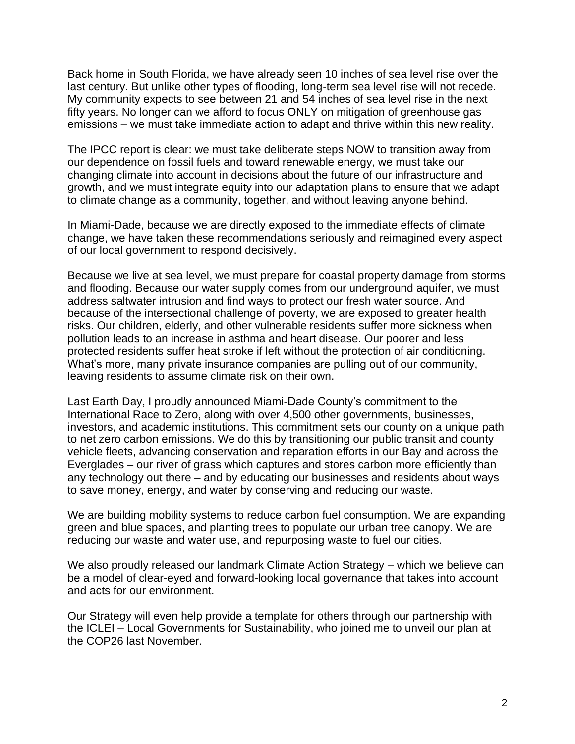Back home in South Florida, we have already seen 10 inches of sea level rise over the last century. But unlike other types of flooding, long-term sea level rise will not recede. My community expects to see between 21 and 54 inches of sea level rise in the next fifty years. No longer can we afford to focus ONLY on mitigation of greenhouse gas emissions – we must take immediate action to adapt and thrive within this new reality.

The IPCC report is clear: we must take deliberate steps NOW to transition away from our dependence on fossil fuels and toward renewable energy, we must take our changing climate into account in decisions about the future of our infrastructure and growth, and we must integrate equity into our adaptation plans to ensure that we adapt to climate change as a community, together, and without leaving anyone behind.

In Miami-Dade, because we are directly exposed to the immediate effects of climate change, we have taken these recommendations seriously and reimagined every aspect of our local government to respond decisively.

Because we live at sea level, we must prepare for coastal property damage from storms and flooding. Because our water supply comes from our underground aquifer, we must address saltwater intrusion and find ways to protect our fresh water source. And because of the intersectional challenge of poverty, we are exposed to greater health risks. Our children, elderly, and other vulnerable residents suffer more sickness when pollution leads to an increase in asthma and heart disease. Our poorer and less protected residents suffer heat stroke if left without the protection of air conditioning. What's more, many private insurance companies are pulling out of our community, leaving residents to assume climate risk on their own.

Last Earth Day, I proudly announced Miami-Dade County's commitment to the International Race to Zero, along with over 4,500 other governments, businesses, investors, and academic institutions. This commitment sets our county on a unique path to net zero carbon emissions. We do this by transitioning our public transit and county vehicle fleets, advancing conservation and reparation efforts in our Bay and across the Everglades – our river of grass which captures and stores carbon more efficiently than any technology out there – and by educating our businesses and residents about ways to save money, energy, and water by conserving and reducing our waste.

We are building mobility systems to reduce carbon fuel consumption. We are expanding green and blue spaces, and planting trees to populate our urban tree canopy. We are reducing our waste and water use, and repurposing waste to fuel our cities.

We also proudly released our landmark Climate Action Strategy – which we believe can be a model of clear-eyed and forward-looking local governance that takes into account and acts for our environment.

Our Strategy will even help provide a template for others through our partnership with the ICLEI – Local Governments for Sustainability, who joined me to unveil our plan at the COP26 last November.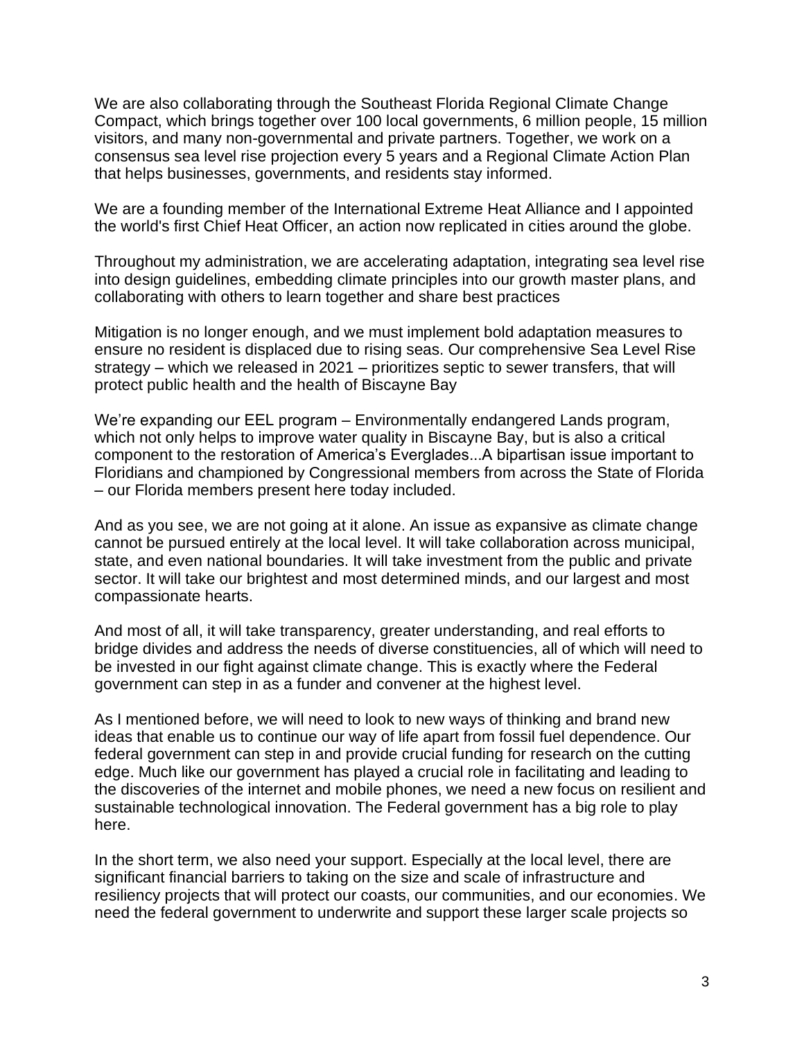We are also collaborating through the Southeast Florida Regional Climate Change Compact, which brings together over 100 local governments, 6 million people, 15 million visitors, and many non-governmental and private partners. Together, we work on a consensus sea level rise projection every 5 years and a Regional Climate Action Plan that helps businesses, governments, and residents stay informed.

We are a founding member of the International Extreme Heat Alliance and I appointed the world's first Chief Heat Officer, an action now replicated in cities around the globe.

Throughout my administration, we are accelerating adaptation, integrating sea level rise into design guidelines, embedding climate principles into our growth master plans, and collaborating with others to learn together and share best practices

Mitigation is no longer enough, and we must implement bold adaptation measures to ensure no resident is displaced due to rising seas. Our comprehensive Sea Level Rise strategy – which we released in 2021 – prioritizes septic to sewer transfers, that will protect public health and the health of Biscayne Bay

We're expanding our EEL program – Environmentally endangered Lands program, which not only helps to improve water quality in Biscayne Bay, but is also a critical component to the restoration of America's Everglades...A bipartisan issue important to Floridians and championed by Congressional members from across the State of Florida – our Florida members present here today included.

And as you see, we are not going at it alone. An issue as expansive as climate change cannot be pursued entirely at the local level. It will take collaboration across municipal, state, and even national boundaries. It will take investment from the public and private sector. It will take our brightest and most determined minds, and our largest and most compassionate hearts.

And most of all, it will take transparency, greater understanding, and real efforts to bridge divides and address the needs of diverse constituencies, all of which will need to be invested in our fight against climate change. This is exactly where the Federal government can step in as a funder and convener at the highest level.

As I mentioned before, we will need to look to new ways of thinking and brand new ideas that enable us to continue our way of life apart from fossil fuel dependence. Our federal government can step in and provide crucial funding for research on the cutting edge. Much like our government has played a crucial role in facilitating and leading to the discoveries of the internet and mobile phones, we need a new focus on resilient and sustainable technological innovation. The Federal government has a big role to play here.

In the short term, we also need your support. Especially at the local level, there are significant financial barriers to taking on the size and scale of infrastructure and resiliency projects that will protect our coasts, our communities, and our economies. We need the federal government to underwrite and support these larger scale projects so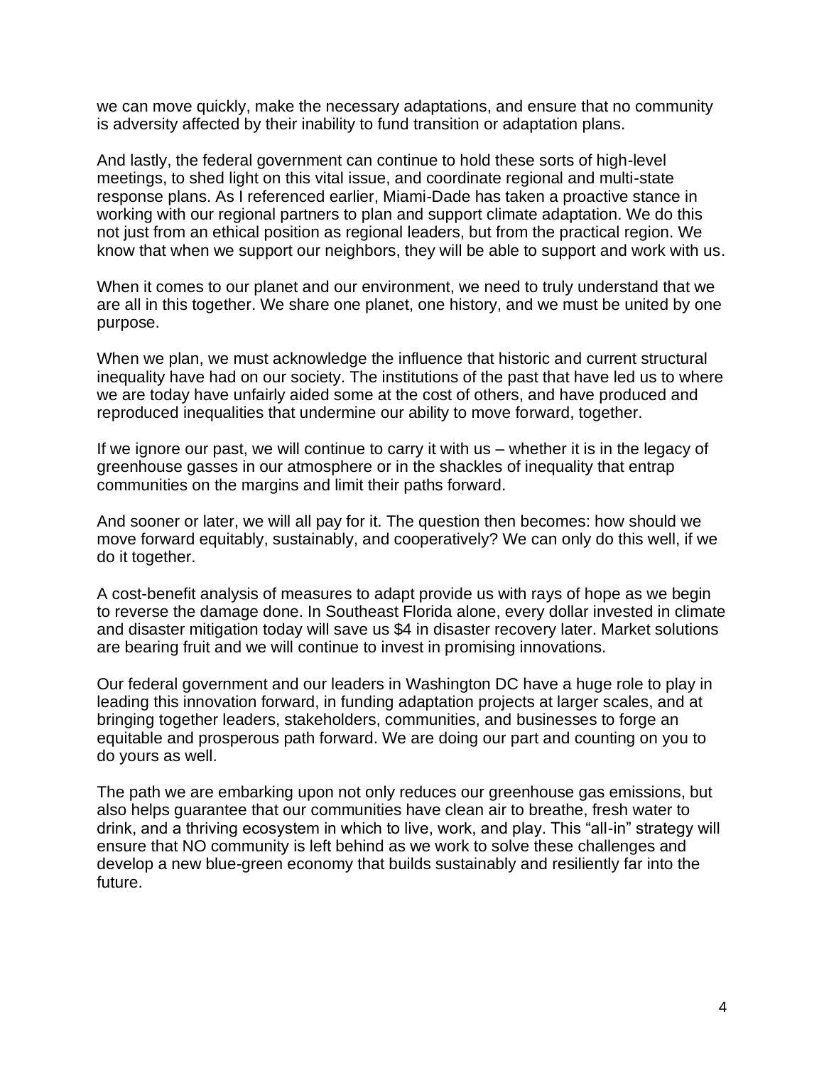we can move quickly, make the necessary adaptations, and ensure that no community is adversity affected by their inability to fund transition or adaptation plans.

And lastly, the federal government can continue to hold these sorts of high-level meetings, to shed light on this vital issue, and coordinate regional and multi-state response plans. As I referenced earlier, Miami-Dade has taken a proactive stance in working with our regional partners to plan and support climate adaptation. We do this not just from an ethical position as regional leaders, but from the practical region. We know that when we support our neighbors, they will be able to support and work with us.

When it comes to our planet and our environment, we need to truly understand that we are all in this together. We share one planet, one history, and we must be united by one purpose.

When we plan, we must acknowledge the influence that historic and current structural inequality have had on our society. The institutions of the past that have led us to where we are today have unfairly aided some at the cost of others, and have produced and reproduced inequalities that undermine our ability to move forward, together.

If we ignore our past, we will continue to carry it with us – whether it is in the legacy of greenhouse gasses in our atmosphere or in the shackles of inequality that entrap communities on the margins and limit their paths forward.

And sooner or later, we will all pay for it. The question then becomes: how should we move forward equitably, sustainably, and cooperatively? We can only do this well, if we do it together.

A cost-benefit analysis of measures to adapt provide us with rays of hope as we begin to reverse the damage done. In Southeast Florida alone, every dollar invested in climate and disaster mitigation today will save us $4 in disaster recovery later. Market solutions are bearing fruit and we will continue to invest in promising innovations.

Our federal government and our leaders in Washington DC have a huge role to play in leading this innovation forward, in funding adaptation projects at larger scales, and at bringing together leaders, stakeholders, communities, and businesses to forge an equitable and prosperous path forward. We are doing our part and counting on you to do yours as well.

The path we are embarking upon not only reduces our greenhouse gas emissions, but also helps guarantee that our communities have clean air to breathe, fresh water to drink, and a thriving ecosystem in which to live, work, and play. This "all-in" strategy will ensure that NO community is left behind as we work to solve these challenges and develop a new blue-green economy that builds sustainably and resiliently far into the future.